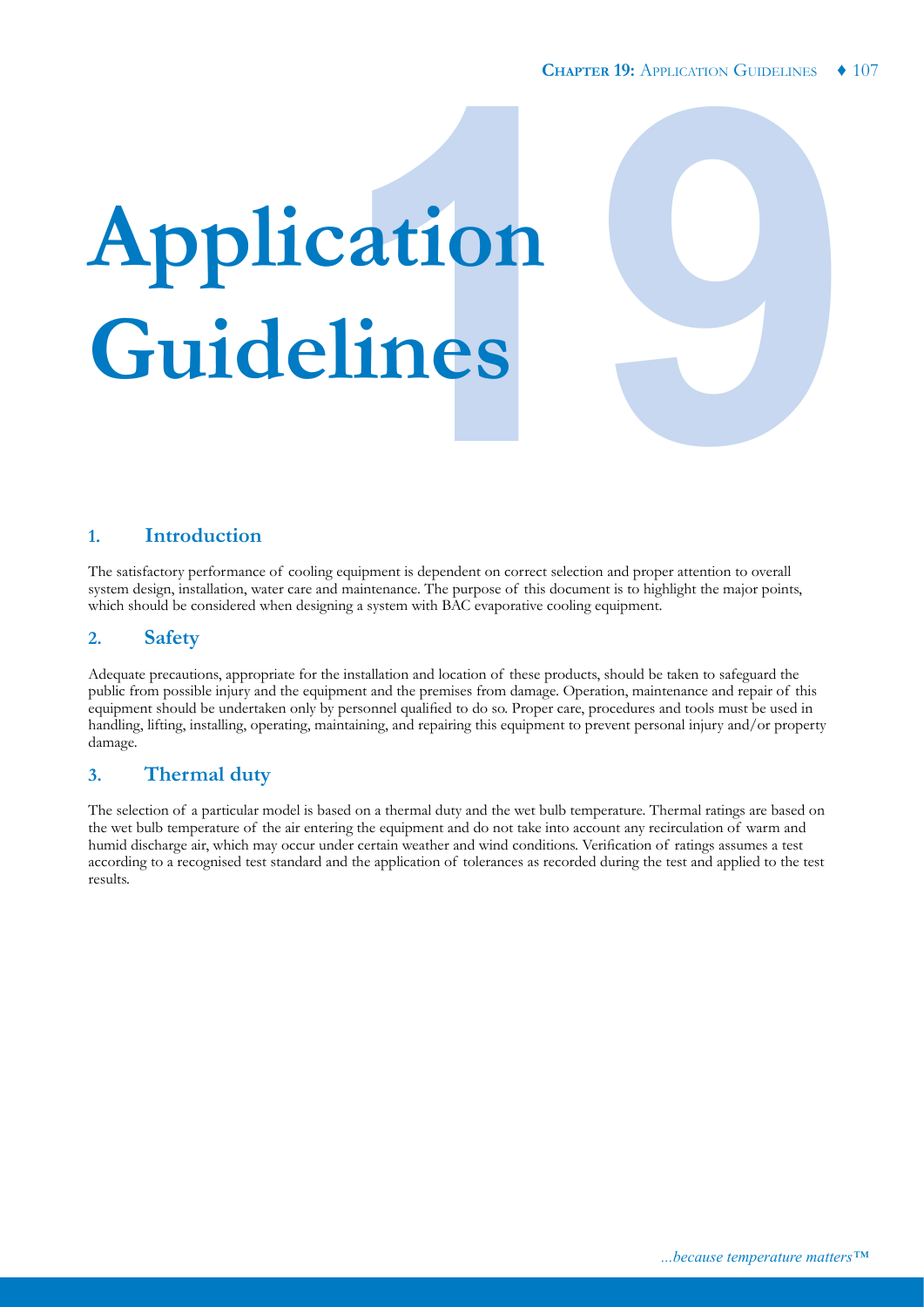# Application Guidelines

## 1. Introduction

The satisfactory performance of cooling equipment is dependent on correct selection and proper attention to overall system design, installation, water care and maintenance. The purpose of this document is to highlight the major points, which should be considered when designing a system with BAC evaporative cooling equipment.

## 2. Safety

Adequate precautions, appropriate for the installation and location of these products, should be taken to safeguard the public from possible injury and the equipment and the premises from damage. Operation, maintenance and repair of this equipment should be undertaken only by personnel qualified to do so. Proper care, procedures and tools must be used in handling, lifting, installing, operating, maintaining, and repairing this equipment to prevent personal injury and/or property damage.

## 3. Thermal duty

The selection of a particular model is based on a thermal duty and the wet bulb temperature. Thermal ratings are based on the wet bulb temperature of the air entering the equipment and do not take into account any recirculation of warm and humid discharge air, which may occur under certain weather and wind conditions. Verification of ratings assumes a test according to a recognised test standard and the application of tolerances as recorded during the test and applied to the test results.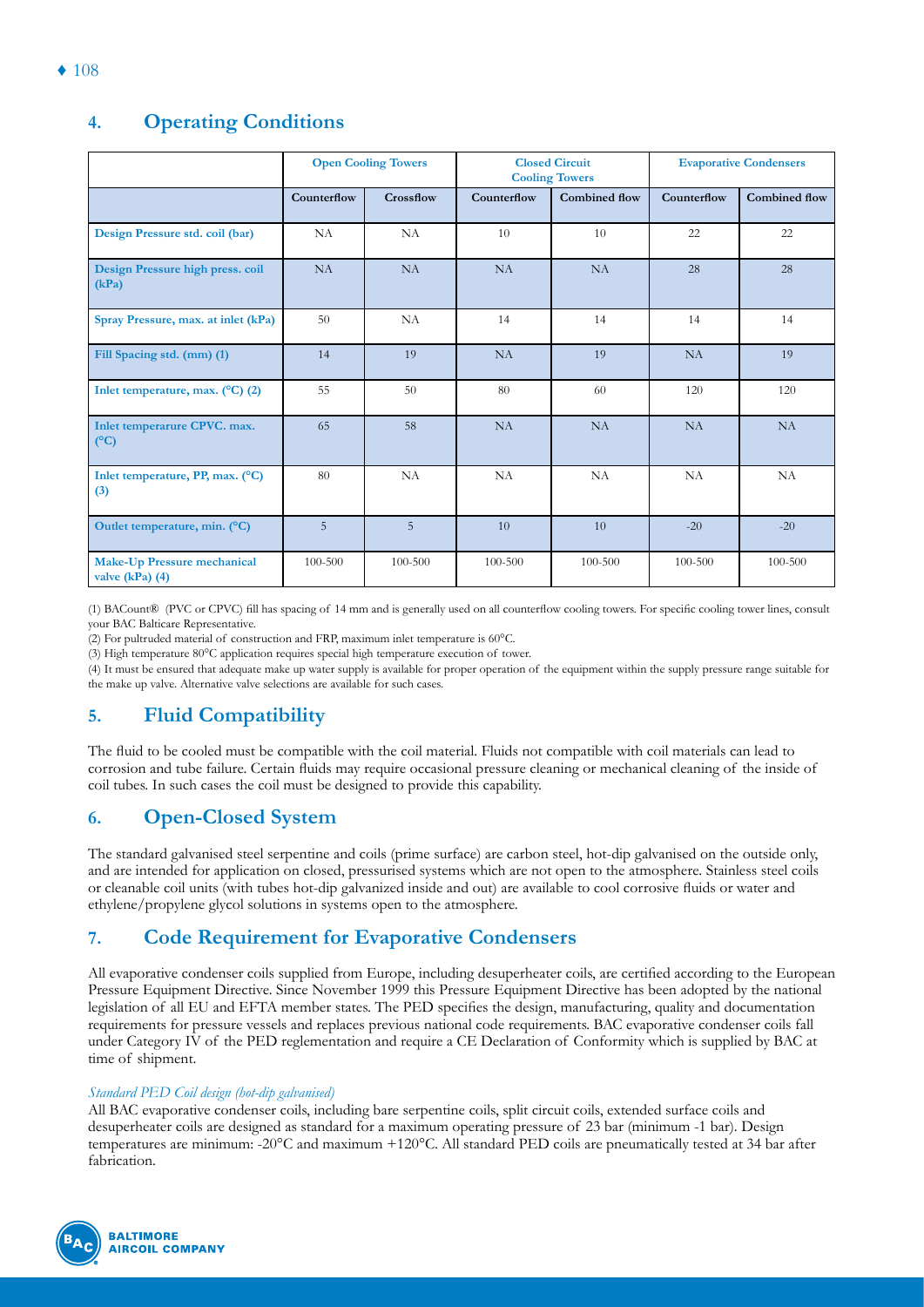## 4. Operating Conditions

| | Open Cooling Towers | | Closed Circuit Cooling Towers | | Evaporative Condensers | |
|---|---|---|---|---|---|---|
| | Counterflow | Crossflow | Counterflow | Combined flow | Counterflow | Combined flow |
| Design Pressure std. coil (bar) | NA | NA | 10 | 10 | 22 | 22 |
| Design Pressure high press. coil (kPa) | NA | NA | NA | NA | 28 | 28 |
| Spray Pressure, max. at inlet (kPa) | 50 | NA | 14 | 14 | 14 | 14 |
| Fill Spacing std. (mm) (1) | 14 | 19 | NA | 19 | NA | 19 |
| Inlet temperature, max. (°C) (2) | 55 | 50 | 80 | 60 | 120 | 120 |
| Inlet temperarure CPVC. max. (°C) | 65 | 58 | NA | NA | NA | NA |
| Inlet temperature, PP, max. (°C) (3) | 80 | NA | NA | NA | NA | NA |
| Outlet temperature, min. (°C) | 5 | 5 | 10 | 10 | -20 | -20 |
| Make-Up Pressure mechanical valve (kPa) (4) | 100-500 | 100-500 | 100-500 | 100-500 | 100-500 | 100-500 |

(1) BACount® (PVC or CPVC) fill has spacing of 14 mm and is generally used on all counterflow cooling towers. For specific cooling tower lines, consult your BAC Balticare Representative.

(2) For pultruded material of construction and FRP, maximum inlet temperature is 60°C.

(3) High temperature 80°C application requires special high temperature execution of tower.

(4) It must be ensured that adequate make up water supply is available for proper operation of the equipment within the supply pressure range suitable for the make up valve. Alternative valve selections are available for such cases.

## 5. Fluid Compatibility

The fluid to be cooled must be compatible with the coil material. Fluids not compatible with coil materials can lead to corrosion and tube failure. Certain fluids may require occasional pressure cleaning or mechanical cleaning of the inside of coil tubes. In such cases the coil must be designed to provide this capability.

## 6. Open-Closed System

The standard galvanised steel serpentine and coils (prime surface) are carbon steel, hot-dip galvanised on the outside only, and are intended for application on closed, pressurised systems which are not open to the atmosphere. Stainless steel coils or cleanable coil units (with tubes hot-dip galvanized inside and out) are available to cool corrosive fluids or water and ethylene/propylene glycol solutions in systems open to the atmosphere.

## 7. Code Requirement for Evaporative Condensers

All evaporative condenser coils supplied from Europe, including desuperheater coils, are certified according to the European Pressure Equipment Directive. Since November 1999 this Pressure Equipment Directive has been adopted by the national legislation of all EU and EFTA member states. The PED specifies the design, manufacturing, quality and documentation requirements for pressure vessels and replaces previous national code requirements. BAC evaporative condenser coils fall under Category IV of the PED reglementation and require a CE Declaration of Conformity which is supplied by BAC at time of shipment.

*Standard PED Coil design (hot-dip galvanised)*

All BAC evaporative condenser coils, including bare serpentine coils, split circuit coils, extended surface coils and desuperheater coils are designed as standard for a maximum operating pressure of 23 bar (minimum -1 bar). Design temperatures are minimum: -20°C and maximum +120°C. All standard PED coils are pneumatically tested at 34 bar after fabrication.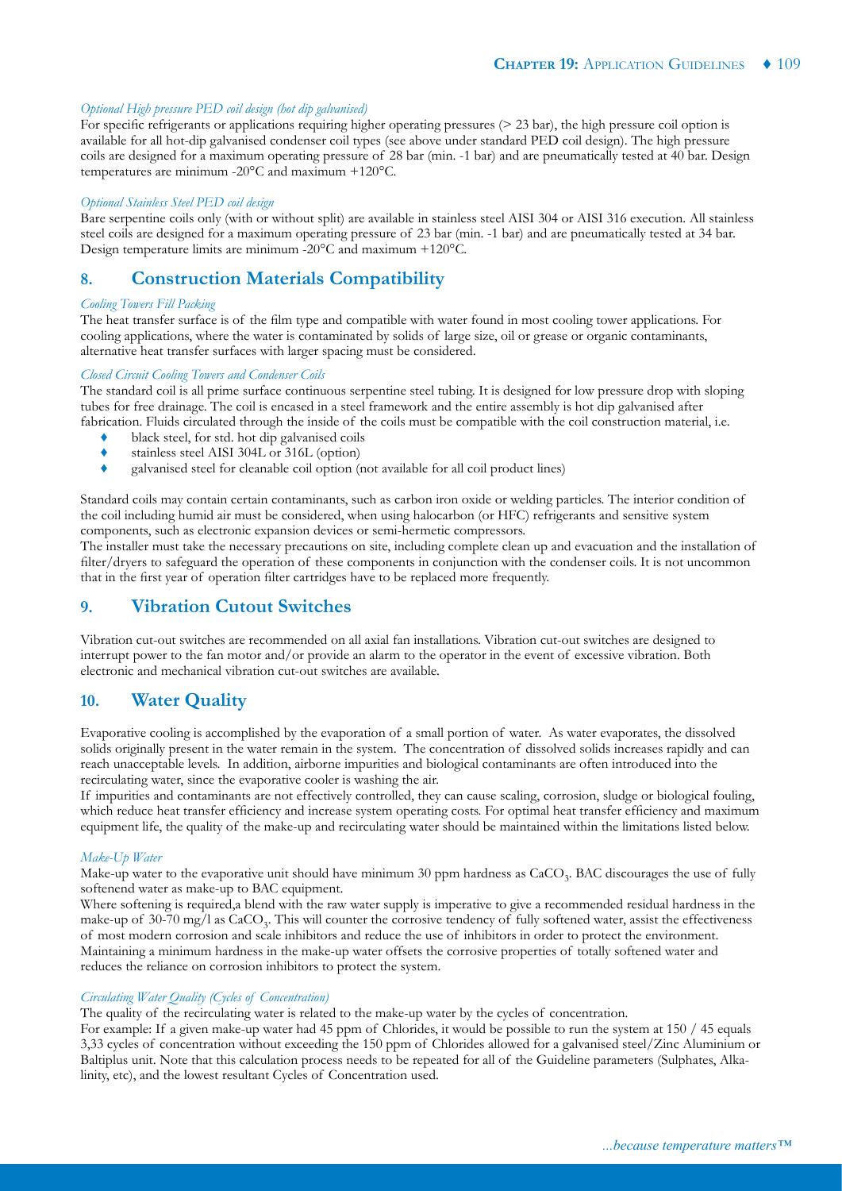*Optional High pressure PED coil design (hot dip galvanised)*

For specific refrigerants or applications requiring higher operating pressures (> 23 bar), the high pressure coil option is available for all hot-dip galvanised condenser coil types (see above under standard PED coil design). The high pressure coils are designed for a maximum operating pressure of 28 bar (min. -1 bar) and are pneumatically tested at 40 bar. Design temperatures are minimum -20°C and maximum +120°C.

*Optional Stainless Steel PED coil design*

Bare serpentine coils only (with or without split) are available in stainless steel AISI 304 or AISI 316 execution. All stainless steel coils are designed for a maximum operating pressure of 23 bar (min. -1 bar) and are pneumatically tested at 34 bar. Design temperature limits are minimum -20°C and maximum +120°C.

## 8. Construction Materials Compatibility

*Cooling Towers Fill Packing*

The heat transfer surface is of the film type and compatible with water found in most cooling tower applications. For cooling applications, where the water is contaminated by solids of large size, oil or grease or organic contaminants, alternative heat transfer surfaces with larger spacing must be considered.

*Closed Circuit Cooling Towers and Condenser Coils*

The standard coil is all prime surface continuous serpentine steel tubing. It is designed for low pressure drop with sloping tubes for free drainage. The coil is encased in a steel framework and the entire assembly is hot dip galvanised after fabrication. Fluids circulated through the inside of the coils must be compatible with the coil construction material, i.e.

- black steel, for std. hot dip galvanised coils
- stainless steel AISI 304L or 316L (option)
- galvanised steel for cleanable coil option (not available for all coil product lines)

Standard coils may contain certain contaminants, such as carbon iron oxide or welding particles. The interior condition of the coil including humid air must be considered, when using halocarbon (or HFC) refrigerants and sensitive system components, such as electronic expansion devices or semi-hermetic compressors.

The installer must take the necessary precautions on site, including complete clean up and evacuation and the installation of filter/dryers to safeguard the operation of these components in conjunction with the condenser coils. It is not uncommon that in the first year of operation filter cartridges have to be replaced more frequently.

## 9. Vibration Cutout Switches

Vibration cut-out switches are recommended on all axial fan installations. Vibration cut-out switches are designed to interrupt power to the fan motor and/or provide an alarm to the operator in the event of excessive vibration. Both electronic and mechanical vibration cut-out switches are available.

## 10. Water Quality

Evaporative cooling is accomplished by the evaporation of a small portion of water. As water evaporates, the dissolved solids originally present in the water remain in the system. The concentration of dissolved solids increases rapidly and can reach unacceptable levels. In addition, airborne impurities and biological contaminants are often introduced into the recirculating water, since the evaporative cooler is washing the air.

If impurities and contaminants are not effectively controlled, they can cause scaling, corrosion, sludge or biological fouling, which reduce heat transfer efficiency and increase system operating costs. For optimal heat transfer efficiency and maximum equipment life, the quality of the make-up and recirculating water should be maintained within the limitations listed below.

*Make-Up Water*

Make-up water to the evaporative unit should have minimum 30 ppm hardness as $CaCO_3$. BAC discourages the use of fully softenend water as make-up to BAC equipment.

Where softening is required,a blend with the raw water supply is imperative to give a recommended residual hardness in the make-up of 30-70 mg/l as $CaCO_3$. This will counter the corrosive tendency of fully softened water, assist the effectiveness of most modern corrosion and scale inhibitors and reduce the use of inhibitors in order to protect the environment. Maintaining a minimum hardness in the make-up water offsets the corrosive properties of totally softened water and reduces the reliance on corrosion inhibitors to protect the system.

*Circulating Water Quality (Cycles of Concentration)*

The quality of the recirculating water is related to the make-up water by the cycles of concentration.

For example: If a given make-up water had 45 ppm of Chlorides, it would be possible to run the system at 150 / 45 equals 3,33 cycles of concentration without exceeding the 150 ppm of Chlorides allowed for a galvanised steel/Zinc Aluminium or Baltiplus unit. Note that this calculation process needs to be repeated for all of the Guideline parameters (Sulphates, Alkalinity, etc), and the lowest resultant Cycles of Concentration used.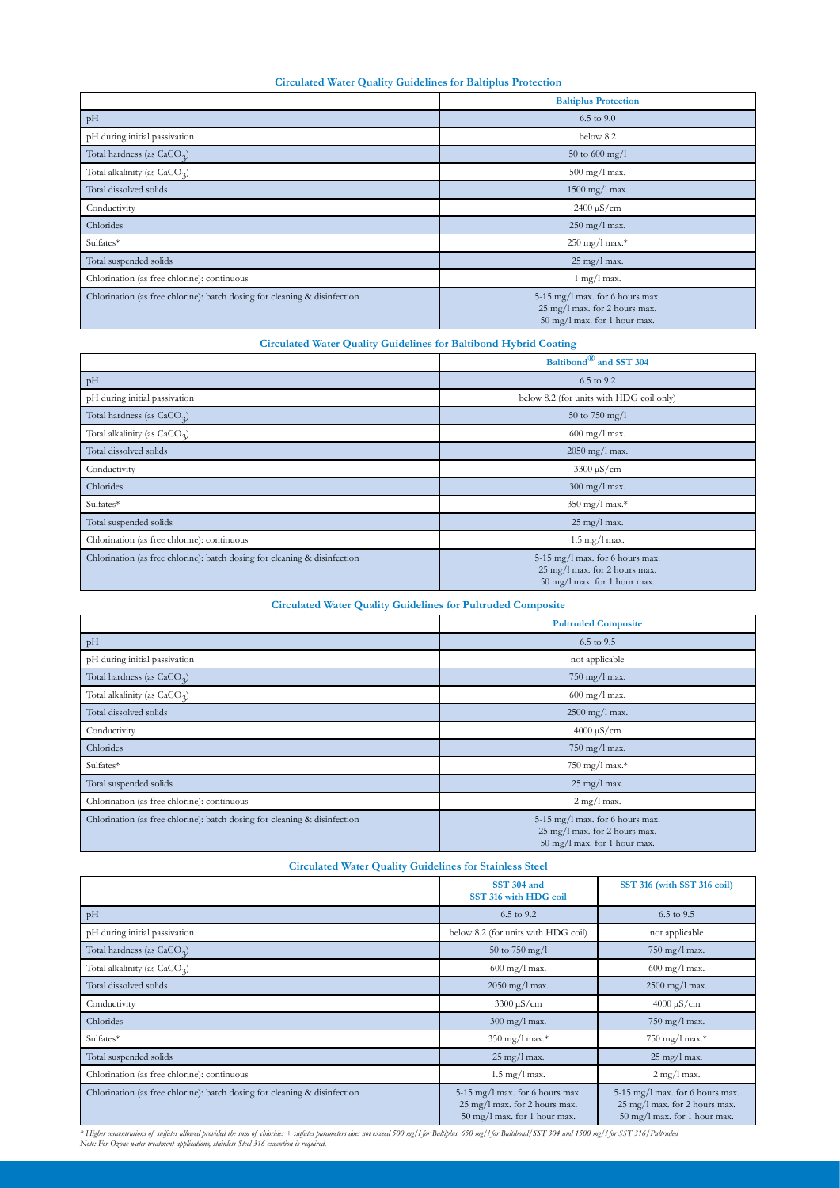### Circulated Water Quality Guidelines for Baltiplus Protection

| | Baltiplus Protection |
|---|---|
| pH | 6.5 to 9.0 |
| pH during initial passivation | below 8.2 |
| Total hardness (as $CaCO_3$) | 50 to 600 mg/l |
| Total alkalinity (as $CaCO_3$) | 500 mg/l max. |
| Total dissolved solids | 1500 mg/l max. |
| Conductivity | 2400 µS/cm |
| Chlorides | 250 mg/l max. |
| Sulfates* | 250 mg/l max.* |
| Total suspended solids | 25 mg/l max. |
| Chlorination (as free chlorine): continuous | 1 mg/l max. |
| Chlorination (as free chlorine): batch dosing for cleaning & disinfection | 5-15 mg/l max. for 6 hours max.<br>25 mg/l max. for 2 hours max.<br>50 mg/l max. for 1 hour max. |

### Circulated Water Quality Guidelines for Baltibond Hybrid Coating

| | Baltibond® and SST 304 |
|---|---|
| pH | 6.5 to 9.2 |
| pH during initial passivation | below 8.2 (for units with HDG coil only) |
| Total hardness (as $CaCO_3$) | 50 to 750 mg/l |
| Total alkalinity (as $CaCO_3$) | 600 mg/l max. |
| Total dissolved solids | 2050 mg/l max. |
| Conductivity | 3300 µS/cm |
| Chlorides | 300 mg/l max. |
| Sulfates* | 350 mg/l max.* |
| Total suspended solids | 25 mg/l max. |
| Chlorination (as free chlorine): continuous | 1.5 mg/l max. |
| Chlorination (as free chlorine): batch dosing for cleaning & disinfection | 5-15 mg/l max. for 6 hours max.<br>25 mg/l max. for 2 hours max.<br>50 mg/l max. for 1 hour max. |

### Circulated Water Quality Guidelines for Pultruded Composite

| | Pultruded Composite |
|---|---|
| pH | 6.5 to 9.5 |
| pH during initial passivation | not applicable |
| Total hardness (as $CaCO_3$) | 750 mg/l max. |
| Total alkalinity (as $CaCO_3$) | 600 mg/l max. |
| Total dissolved solids | 2500 mg/l max. |
| Conductivity | 4000 µS/cm |
| Chlorides | 750 mg/l max. |
| Sulfates* | 750 mg/l max.* |
| Total suspended solids | 25 mg/l max. |
| Chlorination (as free chlorine): continuous | 2 mg/l max. |
| Chlorination (as free chlorine): batch dosing for cleaning & disinfection | 5-15 mg/l max. for 6 hours max.<br>25 mg/l max. for 2 hours max.<br>50 mg/l max. for 1 hour max. |

### Circulated Water Quality Guidelines for Stainless Steel

| | SST 304 and SST 316 with HDG coil | SST 316 (with SST 316 coil) |
|---|---|---|
| pH | 6.5 to 9.2 | 6.5 to 9.5 |
| pH during initial passivation | below 8.2 (for units with HDG coil) | not applicable |
| Total hardness (as $CaCO_3$) | 50 to 750 mg/l | 750 mg/l max. |
| Total alkalinity (as $CaCO_3$) | 600 mg/l max. | 600 mg/l max. |
| Total dissolved solids | 2050 mg/l max. | 2500 mg/l max. |
| Conductivity | 3300 µS/cm | 4000 µS/cm |
| Chlorides | 300 mg/l max. | 750 mg/l max. |
| Sulfates* | 350 mg/l max.* | 750 mg/l max.* |
| Total suspended solids | 25 mg/l max. | 25 mg/l max. |
| Chlorination (as free chlorine): continuous | 1.5 mg/l max. | 2 mg/l max. |
| Chlorination (as free chlorine): batch dosing for cleaning & disinfection | 5-15 mg/l max. for 6 hours max.<br>25 mg/l max. for 2 hours max.<br>50 mg/l max. for 1 hour max. | 5-15 mg/l max. for 6 hours max.<br>25 mg/l max. for 2 hours max.<br>50 mg/l max. for 1 hour max. |

*\* Higher concentrations of sulfates allowed provided the sum of chlorides + sulfates parameters does not exceed 500 mg/l for Baltiplus, 650 mg/l for Baltibond/SST 304 and 1500 mg/l for SST 316/Pultruded*

*Note: For Ozone water treatment applications, stainless Steel 316 execution is required.*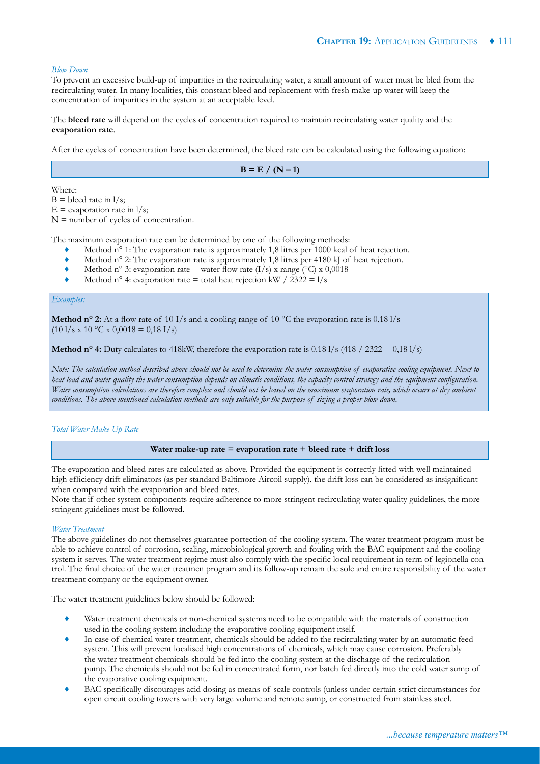*Blow Down*

To prevent an excessive build-up of impurities in the recirculating water, a small amount of water must be bled from the recirculating water. In many localities, this constant bleed and replacement with fresh make-up water will keep the concentration of impurities in the system at an acceptable level.

The **bleed rate** will depend on the cycles of concentration required to maintain recirculating water quality and the **evaporation rate**.

After the cycles of concentration have been determined, the bleed rate can be calculated using the following equation:

$$B = E / (N - 1)$$

Where:
B = bleed rate in l/s;
E = evaporation rate in l/s;
N = number of cycles of concentration.

The maximum evaporation rate can be determined by one of the following methods:

- Method n° 1: The evaporation rate is approximately 1,8 litres per 1000 kcal of heat rejection.
- Method n° 2: The evaporation rate is approximately 1,8 litres per 4180 kJ of heat rejection.
- Method n° 3: evaporation rate = water flow rate (I/s) x range (°C) x 0,0018
- Method n° 4: evaporation rate = total heat rejection kW / 2322 = l/s

*Examples:*

**Method n° 2:** At a flow rate of 10 I/s and a cooling range of 10 °C the evaporation rate is 0,18 l/s (10 l/s x 10 °C x 0,0018 = 0,18 I/s)

**Method n° 4:** Duty calculates to 418kW, therefore the evaporation rate is 0.18 l/s (418 / 2322 = 0,18 l/s)

*Note: The calculation method described above should not be used to determine the water consumption of evaporative cooling equipment. Next to heat load and water quality the water consumption depends on climatic conditions, the capacity control strategy and the equipment configuration. Water consumption calculations are therefore complex and should not be based on the maximum evaporation rate, which occurs at dry ambient conditions. The above mentioned calculation methods are only suitable for the purpose of sizing a proper blow down.*

*Total Water Make-Up Rate*

**Water make-up rate = evaporation rate + bleed rate + drift loss**

The evaporation and bleed rates are calculated as above. Provided the equipment is correctly fitted with well maintained high efficiency drift eliminators (as per standard Baltimore Aircoil supply), the drift loss can be considered as insignificant when compared with the evaporation and bleed rates.
Note that if other system components require adherence to more stringent recirculating water quality guidelines, the more stringent guidelines must be followed.

*Water Treatment*

The above guidelines do not themselves guarantee portection of the cooling system. The water treatment program must be able to achieve control of corrosion, scaling, microbiological growth and fouling with the BAC equipment and the cooling system it serves. The water treatment regime must also comply with the specific local requirement in term of legionella control. The final choice of the water treatmen program and its follow-up remain the sole and entire responsibility of the water treatment company or the equipment owner.

The water treatment guidelines below should be followed:

- Water treatment chemicals or non-chemical systems need to be compatible with the materials of construction used in the cooling system including the evaporative cooling equipment itself.
- In case of chemical water treatment, chemicals should be added to the recirculating water by an automatic feed system. This will prevent localised high concentrations of chemicals, which may cause corrosion. Preferably the water treatment chemicals should be fed into the cooling system at the discharge of the recirculation pump. The chemicals should not be fed in concentrated form, nor batch fed directly into the cold water sump of the evaporative cooling equipment.
- BAC specifically discourages acid dosing as means of scale controls (unless under certain strict circumstances for open circuit cooling towers with very large volume and remote sump, or constructed from stainless steel.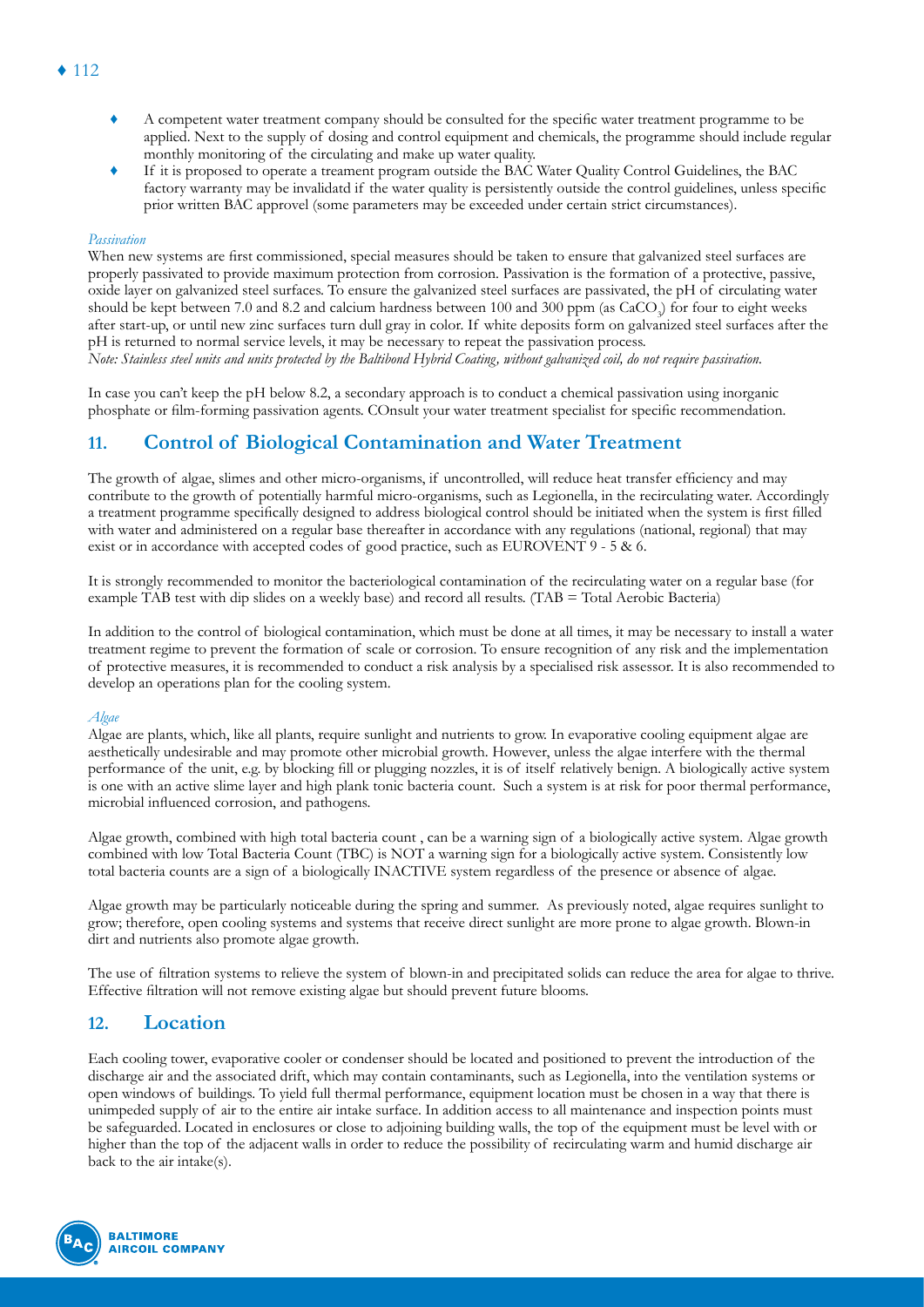- A competent water treatment company should be consulted for the specific water treatment programme to be applied. Next to the supply of dosing and control equipment and chemicals, the programme should include regular monthly monitoring of the circulating and make up water quality.
- If it is proposed to operate a treament program outside the BAC Water Quality Control Guidelines, the BAC factory warranty may be invalidatd if the water quality is persistently outside the control guidelines, unless specific prior written BAC approvel (some parameters may be exceeded under certain strict circumstances).

*Passivation*

When new systems are first commissioned, special measures should be taken to ensure that galvanized steel surfaces are properly passivated to provide maximum protection from corrosion. Passivation is the formation of a protective, passive, oxide layer on galvanized steel surfaces. To ensure the galvanized steel surfaces are passivated, the pH of circulating water should be kept between 7.0 and 8.2 and calcium hardness between 100 and 300 ppm (as $CaCO_3$) for four to eight weeks after start-up, or until new zinc surfaces turn dull gray in color. If white deposits form on galvanized steel surfaces after the pH is returned to normal service levels, it may be necessary to repeat the passivation process.

*Note: Stainless steel units and units protected by the Baltibond Hybrid Coating, without galvanized coil, do not require passivation.*

In case you can't keep the pH below 8.2, a secondary approach is to conduct a chemical passivation using inorganic phosphate or film-forming passivation agents. COnsult your water treatment specialist for specific recommendation.

## 11. Control of Biological Contamination and Water Treatment

The growth of algae, slimes and other micro-organisms, if uncontrolled, will reduce heat transfer efficiency and may contribute to the growth of potentially harmful micro-organisms, such as Legionella, in the recirculating water. Accordingly a treatment programme specifically designed to address biological control should be initiated when the system is first filled with water and administered on a regular base thereafter in accordance with any regulations (national, regional) that may exist or in accordance with accepted codes of good practice, such as EUROVENT 9 - 5 & 6.

It is strongly recommended to monitor the bacteriological contamination of the recirculating water on a regular base (for example TAB test with dip slides on a weekly base) and record all results. (TAB = Total Aerobic Bacteria)

In addition to the control of biological contamination, which must be done at all times, it may be necessary to install a water treatment regime to prevent the formation of scale or corrosion. To ensure recognition of any risk and the implementation of protective measures, it is recommended to conduct a risk analysis by a specialised risk assessor. It is also recommended to develop an operations plan for the cooling system.

*Algae*

Algae are plants, which, like all plants, require sunlight and nutrients to grow. In evaporative cooling equipment algae are aesthetically undesirable and may promote other microbial growth. However, unless the algae interfere with the thermal performance of the unit, e.g. by blocking fill or plugging nozzles, it is of itself relatively benign. A biologically active system is one with an active slime layer and high plank tonic bacteria count. Such a system is at risk for poor thermal performance, microbial influenced corrosion, and pathogens.

Algae growth, combined with high total bacteria count , can be a warning sign of a biologically active system. Algae growth combined with low Total Bacteria Count (TBC) is NOT a warning sign for a biologically active system. Consistently low total bacteria counts are a sign of a biologically INACTIVE system regardless of the presence or absence of algae.

Algae growth may be particularly noticeable during the spring and summer. As previously noted, algae requires sunlight to grow; therefore, open cooling systems and systems that receive direct sunlight are more prone to algae growth. Blown-in dirt and nutrients also promote algae growth.

The use of filtration systems to relieve the system of blown-in and precipitated solids can reduce the area for algae to thrive. Effective filtration will not remove existing algae but should prevent future blooms.

## 12. Location

Each cooling tower, evaporative cooler or condenser should be located and positioned to prevent the introduction of the discharge air and the associated drift, which may contain contaminants, such as Legionella, into the ventilation systems or open windows of buildings. To yield full thermal performance, equipment location must be chosen in a way that there is unimpeded supply of air to the entire air intake surface. In addition access to all maintenance and inspection points must be safeguarded. Located in enclosures or close to adjoining building walls, the top of the equipment must be level with or higher than the top of the adjacent walls in order to reduce the possibility of recirculating warm and humid discharge air back to the air intake(s).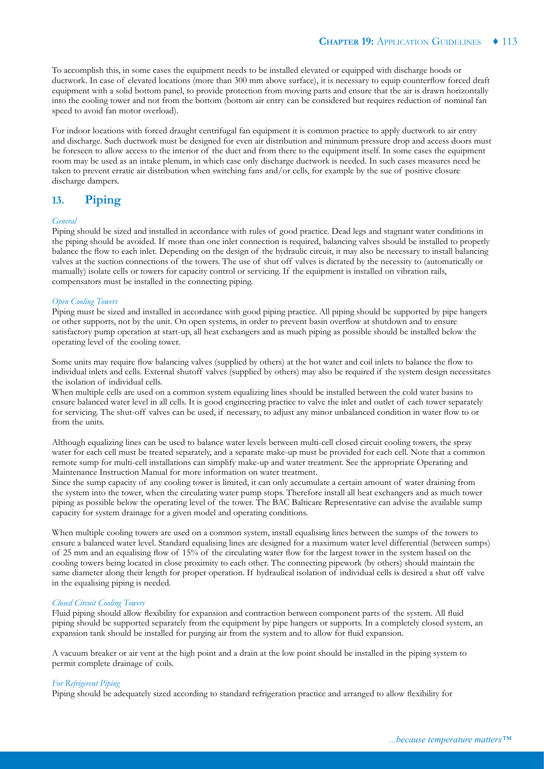To accomplish this, in some cases the equipment needs to be installed elevated or equipped with discharge hoods or ductwork. In case of elevated locations (more than 300 mm above surface), it is necessary to equip counterflow forced draft equipment with a solid bottom panel, to provide protection from moving parts and ensure that the air is drawn horizontally into the cooling tower and not from the bottom (bottom air entry can be considered but requires reduction of nominal fan speed to avoid fan motor overload).

For indoor locations with forced draught centrifugal fan equipment it is common practice to apply ductwork to air entry and discharge. Such ductwork must be designed for even air distribution and minimum pressure drop and access doors must be foreseen to allow access to the interior of the duct and from there to the equipment itself. In some cases the equipment room may be used as an intake plenum, in which case only discharge ductwork is needed. In such cases measures need be taken to prevent erratic air distribution when switching fans and/or cells, for example by the sue of positive closure discharge dampers.

## 13. Piping

*General*

Piping should be sized and installed in accordance with rules of good practice. Dead legs and stagnant water conditions in the piping should be avoided. If more than one inlet connection is required, balancing valves should be installed to properly balance the flow to each inlet. Depending on the design of the hydraulic circuit, it may also be necessary to install balancing valves at the suction connections of the towers. The use of shut off valves is dictated by the necessity to (automatically or manually) isolate cells or towers for capacity control or servicing. If the equipment is installed on vibration rails, compensators must be installed in the connecting piping.

*Open Cooling Towers*

Piping must be sized and installed in accordance with good piping practice. All piping should be supported by pipe hangers or other supports, not by the unit. On open systems, in order to prevent basin overflow at shutdown and to ensure satisfactory pump operation at start-up, all heat exchangers and as much piping as possible should be installed below the operating level of the cooling tower.

Some units may require flow balancing valves (supplied by others) at the hot water and coil inlets to balance the flow to individual inlets and cells. External shutoff valves (supplied by others) may also be required if the system design necessitates the isolation of individual cells.

When multiple cells are used on a common system equalizing lines should be installed between the cold water basins to ensure balanced water level in all cells. It is good engineering practice to valve the inlet and outlet of each tower separately for servicing. The shut-off valves can be used, if necessary, to adjust any minor unbalanced condition in water flow to or from the units.

Although equalizing lines can be used to balance water levels between multi-cell closed circuit cooling towers, the spray water for each cell must be treated separately, and a separate make-up must be provided for each cell. Note that a common remote sump for multi-cell installations can simplify make-up and water treatment. See the appropriate Operating and Maintenance Instruction Manual for more information on water treatment.

Since the sump capacity of any cooling tower is limited, it can only accumulate a certain amount of water draining from the system into the tower, when the circulating water pump stops. Therefore install all heat exchangers and as much tower piping as possible below the operating level of the tower. The BAC Balticare Representative can advise the available sump capacity for system drainage for a given model and operating conditions.

When multiple cooling towers are used on a common system, install equalising lines between the sumps of the towers to ensure a balanced water level. Standard equalising lines are designed for a maximum water level differential (between sumps) of 25 mm and an equalising flow of 15% of the circulating water flow for the largest tower in the system based on the cooling towers being located in close proximity to each other. The connecting pipework (by others) should maintain the same diameter along their length for proper operation. If hydraulical isolation of individual cells is desired a shut off valve in the equalising piping is needed.

*Closed Circuit Cooling Towers*

Fluid piping should allow flexibility for expansion and contraction between component parts of the system. All fluid piping should be supported separately from the equipment by pipe hangers or supports. In a completely closed system, an expansion tank should be installed for purging air from the system and to allow for fluid expansion.

A vacuum breaker or air vent at the high point and a drain at the low point should be installed in the piping system to permit complete drainage of coils.

*For Refrigerent Piping*

Piping should be adequately sized according to standard refrigeration practice and arranged to allow flexibility for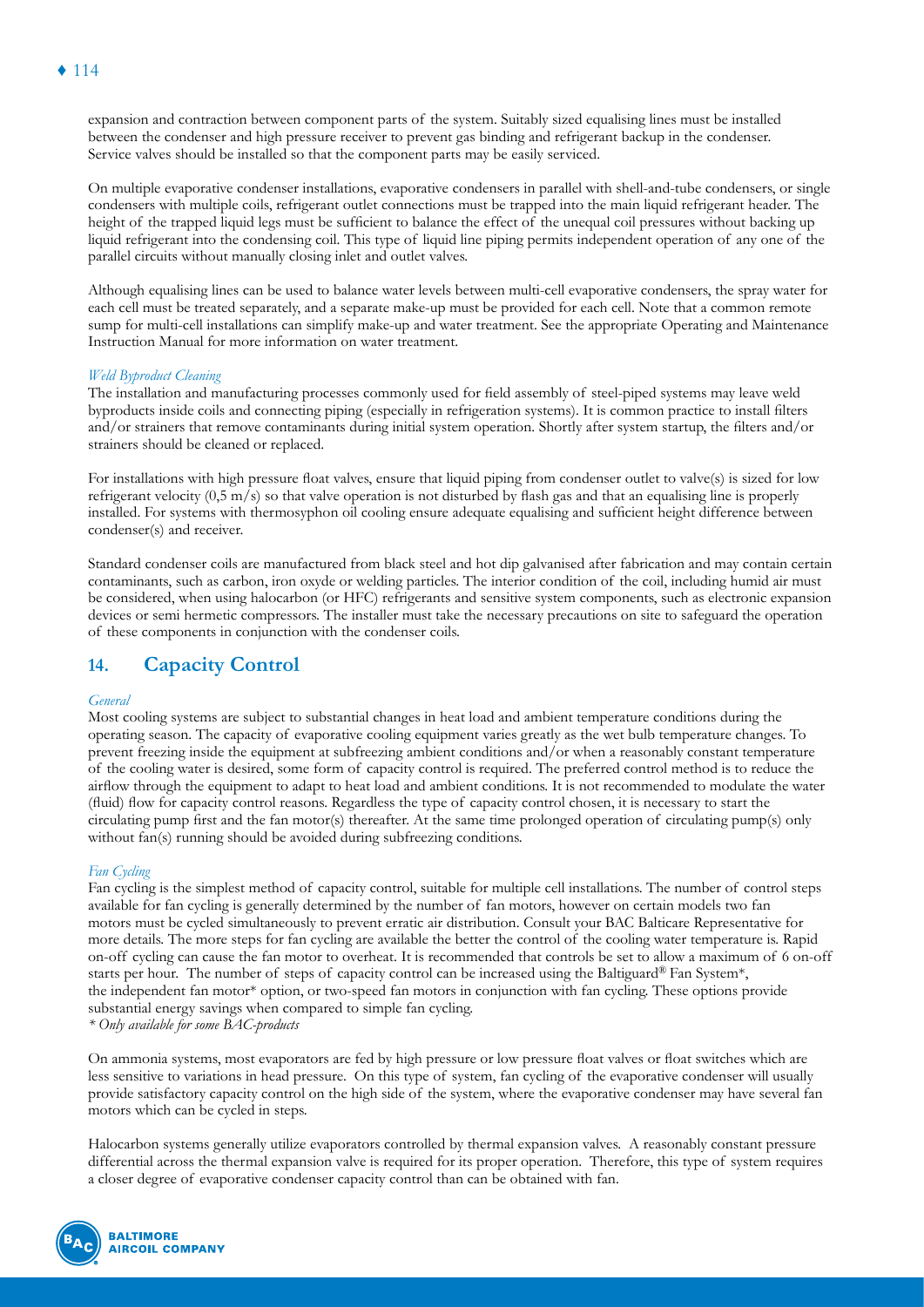expansion and contraction between component parts of the system. Suitably sized equalising lines must be installed between the condenser and high pressure receiver to prevent gas binding and refrigerant backup in the condenser. Service valves should be installed so that the component parts may be easily serviced.

On multiple evaporative condenser installations, evaporative condensers in parallel with shell-and-tube condensers, or single condensers with multiple coils, refrigerant outlet connections must be trapped into the main liquid refrigerant header. The height of the trapped liquid legs must be sufficient to balance the effect of the unequal coil pressures without backing up liquid refrigerant into the condensing coil. This type of liquid line piping permits independent operation of any one of the parallel circuits without manually closing inlet and outlet valves.

Although equalising lines can be used to balance water levels between multi-cell evaporative condensers, the spray water for each cell must be treated separately, and a separate make-up must be provided for each cell. Note that a common remote sump for multi-cell installations can simplify make-up and water treatment. See the appropriate Operating and Maintenance Instruction Manual for more information on water treatment.

*Weld Byproduct Cleaning*

The installation and manufacturing processes commonly used for field assembly of steel-piped systems may leave weld byproducts inside coils and connecting piping (especially in refrigeration systems). It is common practice to install filters and/or strainers that remove contaminants during initial system operation. Shortly after system startup, the filters and/or strainers should be cleaned or replaced.

For installations with high pressure float valves, ensure that liquid piping from condenser outlet to valve(s) is sized for low refrigerant velocity (0,5 m/s) so that valve operation is not disturbed by flash gas and that an equalising line is properly installed. For systems with thermosyphon oil cooling ensure adequate equalising and sufficient height difference between condenser(s) and receiver.

Standard condenser coils are manufactured from black steel and hot dip galvanised after fabrication and may contain certain contaminants, such as carbon, iron oxyde or welding particles. The interior condition of the coil, including humid air must be considered, when using halocarbon (or HFC) refrigerants and sensitive system components, such as electronic expansion devices or semi hermetic compressors. The installer must take the necessary precautions on site to safeguard the operation of these components in conjunction with the condenser coils.

## 14. Capacity Control

*General*

Most cooling systems are subject to substantial changes in heat load and ambient temperature conditions during the operating season. The capacity of evaporative cooling equipment varies greatly as the wet bulb temperature changes. To prevent freezing inside the equipment at subfreezing ambient conditions and/or when a reasonably constant temperature of the cooling water is desired, some form of capacity control is required. The preferred control method is to reduce the airflow through the equipment to adapt to heat load and ambient conditions. It is not recommended to modulate the water (fluid) flow for capacity control reasons. Regardless the type of capacity control chosen, it is necessary to start the circulating pump first and the fan motor(s) thereafter. At the same time prolonged operation of circulating pump(s) only without fan(s) running should be avoided during subfreezing conditions.

*Fan Cycling*

Fan cycling is the simplest method of capacity control, suitable for multiple cell installations. The number of control steps available for fan cycling is generally determined by the number of fan motors, however on certain models two fan motors must be cycled simultaneously to prevent erratic air distribution. Consult your BAC Balticare Representative for more details. The more steps for fan cycling are available the better the control of the cooling water temperature is. Rapid on-off cycling can cause the fan motor to overheat. It is recommended that controls be set to allow a maximum of 6 on-off starts per hour. The number of steps of capacity control can be increased using the Baltiguard® Fan System*, the independent fan motor* option, or two-speed fan motors in conjunction with fan cycling. These options provide substantial energy savings when compared to simple fan cycling.

*\* Only available for some BAC-products*

On ammonia systems, most evaporators are fed by high pressure or low pressure float valves or float switches which are less sensitive to variations in head pressure. On this type of system, fan cycling of the evaporative condenser will usually provide satisfactory capacity control on the high side of the system, where the evaporative condenser may have several fan motors which can be cycled in steps.

Halocarbon systems generally utilize evaporators controlled by thermal expansion valves. A reasonably constant pressure differential across the thermal expansion valve is required for its proper operation. Therefore, this type of system requires a closer degree of evaporative condenser capacity control than can be obtained with fan.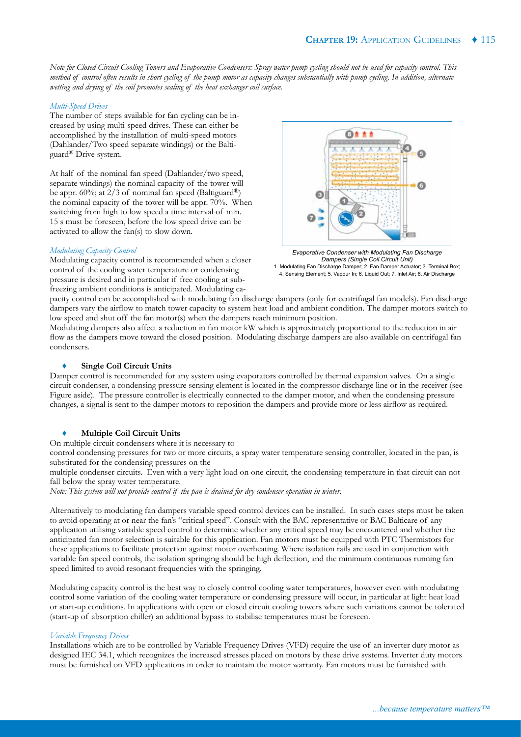*Note for Closed Circuit Cooling Towers and Evaporative Condensers: Spray water pump cycling should not be used for capacity control. This method of control often results in short cycling of the pump motor as capacity changes substantially with pump cycling. In addition, alternate wetting and drying of the coil promotes scaling of the heat exchanger coil surface.*

*Multi-Speed Drives*

The number of steps available for fan cycling can be increased by using multi-speed drives. These can either be accomplished by the installation of multi-speed motors (Dahlander/Two speed separate windings) or the Baltiguard® Drive system.

At half of the nominal fan speed (Dahlander/two speed, separate windings) the nominal capacity of the tower will be appr. 60%; at 2/3 of nominal fan speed (Baltiguard®) the nominal capacity of the tower will be appr. 70%. When switching from high to low speed a time interval of min. 15 s must be foreseen, before the low speed drive can be activated to allow the fan(s) to slow down.

*Modulating Capacity Control*

Modulating capacity control is recommended when a closer control of the cooling water temperature or condensing pressure is desired and in particular if free cooling at sub-freezing ambient conditions is anticipated. Modulating capacity control can be accomplished with modulating fan discharge dampers (only for centrifugal fan models). Fan discharge dampers vary the airflow to match tower capacity to system heat load and ambient condition. The damper motors switch to low speed and shut off the fan motor(s) when the dampers reach minimum position.

*Evaporative Condenser with Modulating Fan Discharge Dampers (Single Coil Circuit Unit)*
1. Modulating Fan Discharge Damper; 2. Fan Damper Actuator; 3. Terminal Box; 4. Sensing Element; 5. Vapour In; 6. Liquid Out; 7. Inlet Air; 8. Air Discharge

Modulating dampers also affect a reduction in fan motor kW which is approximately proportional to the reduction in air flow as the dampers move toward the closed position. Modulating discharge dampers are also available on centrifugal fan condensers.

- **Single Coil Circuit Units**

Damper control is recommended for any system using evaporators controlled by thermal expansion valves. On a single circuit condenser, a condensing pressure sensing element is located in the compressor discharge line or in the receiver (see Figure aside). The pressure controller is electrically connected to the damper motor, and when the condensing pressure changes, a signal is sent to the damper motors to reposition the dampers and provide more or less airflow as required.

- **Multiple Coil Circuit Units**

On multiple circuit condensers where it is necessary to control condensing pressures for two or more circuits, a spray water temperature sensing controller, located in the pan, is substituted for the condensing pressures on the multiple condenser circuits. Even with a very light load on one circuit, the condensing temperature in that circuit can not fall below the spray water temperature.

*Note: This system will not provide control if the pan is drained for dry condenser operation in winter.*

Alternatively to modulating fan dampers variable speed control devices can be installed. In such cases steps must be taken to avoid operating at or near the fan's "critical speed". Consult with the BAC representative or BAC Balticare of any application utilising variable speed control to determine whether any critical speed may be encountered and whether the anticipated fan motor selection is suitable for this application. Fan motors must be equipped with PTC Thermistors for these applications to facilitate protection against motor overheating. Where isolation rails are used in conjunction with variable fan speed controls, the isolation springing should be high deflection, and the minimum continuous running fan speed limited to avoid resonant frequencies with the springing.

Modulating capacity control is the best way to closely control cooling water temperatures, however even with modulating control some variation of the cooling water temperature or condensing pressure will occur, in particular at light heat load or start-up conditions. In applications with open or closed circuit cooling towers where such variations cannot be tolerated (start-up of absorption chiller) an additional bypass to stabilise temperatures must be foreseen.

*Variable Frequency Drives*

Installations which are to be controlled by Variable Frequency Drives (VFD) require the use of an inverter duty motor as designed IEC 34.1, which recognizes the increased stresses placed on motors by these drive systems. Inverter duty motors must be furnished on VFD applications in order to maintain the motor warranty. Fan motors must be furnished with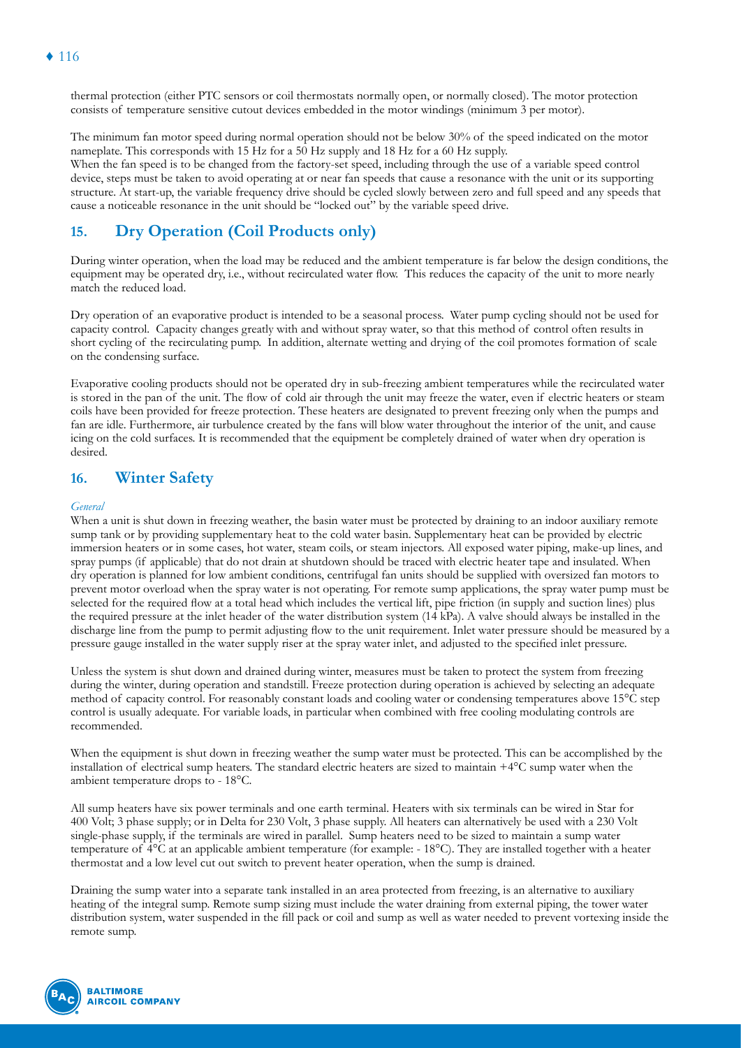thermal protection (either PTC sensors or coil thermostats normally open, or normally closed). The motor protection consists of temperature sensitive cutout devices embedded in the motor windings (minimum 3 per motor).

The minimum fan motor speed during normal operation should not be below 30% of the speed indicated on the motor nameplate. This corresponds with 15 Hz for a 50 Hz supply and 18 Hz for a 60 Hz supply.
When the fan speed is to be changed from the factory-set speed, including through the use of a variable speed control device, steps must be taken to avoid operating at or near fan speeds that cause a resonance with the unit or its supporting structure. At start-up, the variable frequency drive should be cycled slowly between zero and full speed and any speeds that cause a noticeable resonance in the unit should be "locked out" by the variable speed drive.

## 15. Dry Operation (Coil Products only)

During winter operation, when the load may be reduced and the ambient temperature is far below the design conditions, the equipment may be operated dry, i.e., without recirculated water flow. This reduces the capacity of the unit to more nearly match the reduced load.

Dry operation of an evaporative product is intended to be a seasonal process. Water pump cycling should not be used for capacity control. Capacity changes greatly with and without spray water, so that this method of control often results in short cycling of the recirculating pump. In addition, alternate wetting and drying of the coil promotes formation of scale on the condensing surface.

Evaporative cooling products should not be operated dry in sub-freezing ambient temperatures while the recirculated water is stored in the pan of the unit. The flow of cold air through the unit may freeze the water, even if electric heaters or steam coils have been provided for freeze protection. These heaters are designated to prevent freezing only when the pumps and fan are idle. Furthermore, air turbulence created by the fans will blow water throughout the interior of the unit, and cause icing on the cold surfaces. It is recommended that the equipment be completely drained of water when dry operation is desired.

## 16. Winter Safety

*General*

When a unit is shut down in freezing weather, the basin water must be protected by draining to an indoor auxiliary remote sump tank or by providing supplementary heat to the cold water basin. Supplementary heat can be provided by electric immersion heaters or in some cases, hot water, steam coils, or steam injectors. All exposed water piping, make-up lines, and spray pumps (if applicable) that do not drain at shutdown should be traced with electric heater tape and insulated. When dry operation is planned for low ambient conditions, centrifugal fan units should be supplied with oversized fan motors to prevent motor overload when the spray water is not operating. For remote sump applications, the spray water pump must be selected for the required flow at a total head which includes the vertical lift, pipe friction (in supply and suction lines) plus the required pressure at the inlet header of the water distribution system (14 kPa). A valve should always be installed in the discharge line from the pump to permit adjusting flow to the unit requirement. Inlet water pressure should be measured by a pressure gauge installed in the water supply riser at the spray water inlet, and adjusted to the specified inlet pressure.

Unless the system is shut down and drained during winter, measures must be taken to protect the system from freezing during the winter, during operation and standstill. Freeze protection during operation is achieved by selecting an adequate method of capacity control. For reasonably constant loads and cooling water or condensing temperatures above 15°C step control is usually adequate. For variable loads, in particular when combined with free cooling modulating controls are recommended.

When the equipment is shut down in freezing weather the sump water must be protected. This can be accomplished by the installation of electrical sump heaters. The standard electric heaters are sized to maintain +4°C sump water when the ambient temperature drops to - 18°C.

All sump heaters have six power terminals and one earth terminal. Heaters with six terminals can be wired in Star for 400 Volt; 3 phase supply; or in Delta for 230 Volt, 3 phase supply. All heaters can alternatively be used with a 230 Volt single-phase supply, if the terminals are wired in parallel. Sump heaters need to be sized to maintain a sump water temperature of 4°C at an applicable ambient temperature (for example: - 18°C). They are installed together with a heater thermostat and a low level cut out switch to prevent heater operation, when the sump is drained.

Draining the sump water into a separate tank installed in an area protected from freezing, is an alternative to auxiliary heating of the integral sump. Remote sump sizing must include the water draining from external piping, the tower water distribution system, water suspended in the fill pack or coil and sump as well as water needed to prevent vortexing inside the remote sump.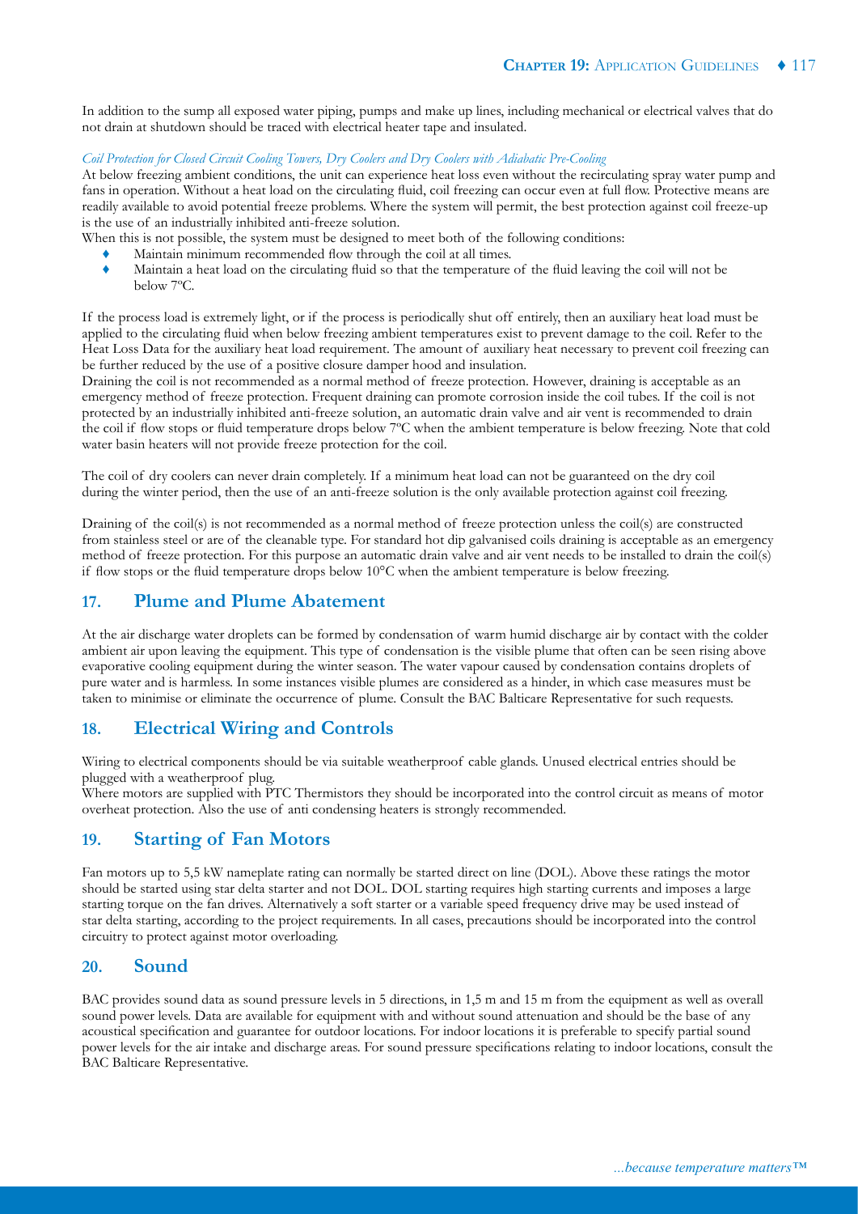In addition to the sump all exposed water piping, pumps and make up lines, including mechanical or electrical valves that do not drain at shutdown should be traced with electrical heater tape and insulated.

*Coil Protection for Closed Circuit Cooling Towers, Dry Coolers and Dry Coolers with Adiabatic Pre-Cooling*

At below freezing ambient conditions, the unit can experience heat loss even without the recirculating spray water pump and fans in operation. Without a heat load on the circulating fluid, coil freezing can occur even at full flow. Protective means are readily available to avoid potential freeze problems. Where the system will permit, the best protection against coil freeze-up is the use of an industrially inhibited anti-freeze solution.

When this is not possible, the system must be designed to meet both of the following conditions:

- Maintain minimum recommended flow through the coil at all times.
- Maintain a heat load on the circulating fluid so that the temperature of the fluid leaving the coil will not be below 7ºC.

If the process load is extremely light, or if the process is periodically shut off entirely, then an auxiliary heat load must be applied to the circulating fluid when below freezing ambient temperatures exist to prevent damage to the coil. Refer to the Heat Loss Data for the auxiliary heat load requirement. The amount of auxiliary heat necessary to prevent coil freezing can be further reduced by the use of a positive closure damper hood and insulation.

Draining the coil is not recommended as a normal method of freeze protection. However, draining is acceptable as an emergency method of freeze protection. Frequent draining can promote corrosion inside the coil tubes. If the coil is not protected by an industrially inhibited anti-freeze solution, an automatic drain valve and air vent is recommended to drain the coil if flow stops or fluid temperature drops below 7ºC when the ambient temperature is below freezing. Note that cold water basin heaters will not provide freeze protection for the coil.

The coil of dry coolers can never drain completely. If a minimum heat load can not be guaranteed on the dry coil during the winter period, then the use of an anti-freeze solution is the only available protection against coil freezing.

Draining of the coil(s) is not recommended as a normal method of freeze protection unless the coil(s) are constructed from stainless steel or are of the cleanable type. For standard hot dip galvanised coils draining is acceptable as an emergency method of freeze protection. For this purpose an automatic drain valve and air vent needs to be installed to drain the coil(s) if flow stops or the fluid temperature drops below 10°C when the ambient temperature is below freezing.

## 17. Plume and Plume Abatement

At the air discharge water droplets can be formed by condensation of warm humid discharge air by contact with the colder ambient air upon leaving the equipment. This type of condensation is the visible plume that often can be seen rising above evaporative cooling equipment during the winter season. The water vapour caused by condensation contains droplets of pure water and is harmless. In some instances visible plumes are considered as a hinder, in which case measures must be taken to minimise or eliminate the occurrence of plume. Consult the BAC Balticare Representative for such requests.

## 18. Electrical Wiring and Controls

Wiring to electrical components should be via suitable weatherproof cable glands. Unused electrical entries should be plugged with a weatherproof plug.

Where motors are supplied with PTC Thermistors they should be incorporated into the control circuit as means of motor overheat protection. Also the use of anti condensing heaters is strongly recommended.

## 19. Starting of Fan Motors

Fan motors up to 5,5 kW nameplate rating can normally be started direct on line (DOL). Above these ratings the motor should be started using star delta starter and not DOL. DOL starting requires high starting currents and imposes a large starting torque on the fan drives. Alternatively a soft starter or a variable speed frequency drive may be used instead of star delta starting, according to the project requirements. In all cases, precautions should be incorporated into the control circuitry to protect against motor overloading.

## 20. Sound

BAC provides sound data as sound pressure levels in 5 directions, in 1,5 m and 15 m from the equipment as well as overall sound power levels. Data are available for equipment with and without sound attenuation and should be the base of any acoustical specification and guarantee for outdoor locations. For indoor locations it is preferable to specify partial sound power levels for the air intake and discharge areas. For sound pressure specifications relating to indoor locations, consult the BAC Balticare Representative.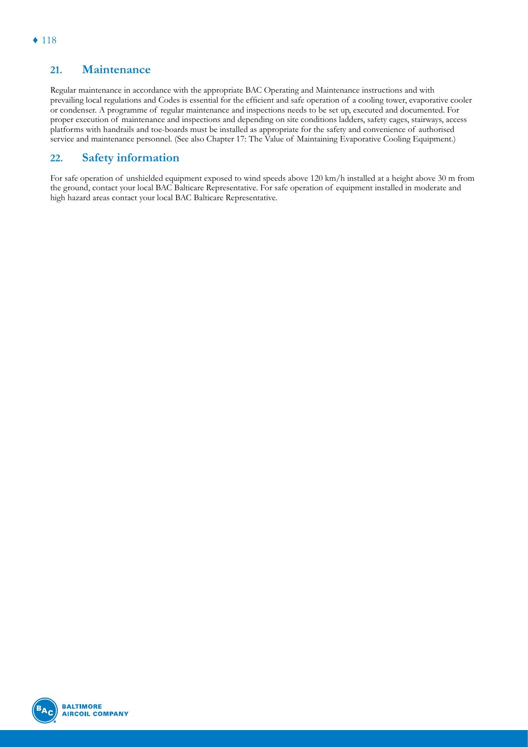## 21. Maintenance

Regular maintenance in accordance with the appropriate BAC Operating and Maintenance instructions and with prevailing local regulations and Codes is essential for the efficient and safe operation of a cooling tower, evaporative cooler or condenser. A programme of regular maintenance and inspections needs to be set up, executed and documented. For proper execution of maintenance and inspections and depending on site conditions ladders, safety cages, stairways, access platforms with handrails and toe-boards must be installed as appropriate for the safety and convenience of authorised service and maintenance personnel. (See also Chapter 17: The Value of Maintaining Evaporative Cooling Equipment.)

## 22. Safety information

For safe operation of unshielded equipment exposed to wind speeds above 120 km/h installed at a height above 30 m from the ground, contact your local BAC Balticare Representative. For safe operation of equipment installed in moderate and high hazard areas contact your local BAC Balticare Representative.